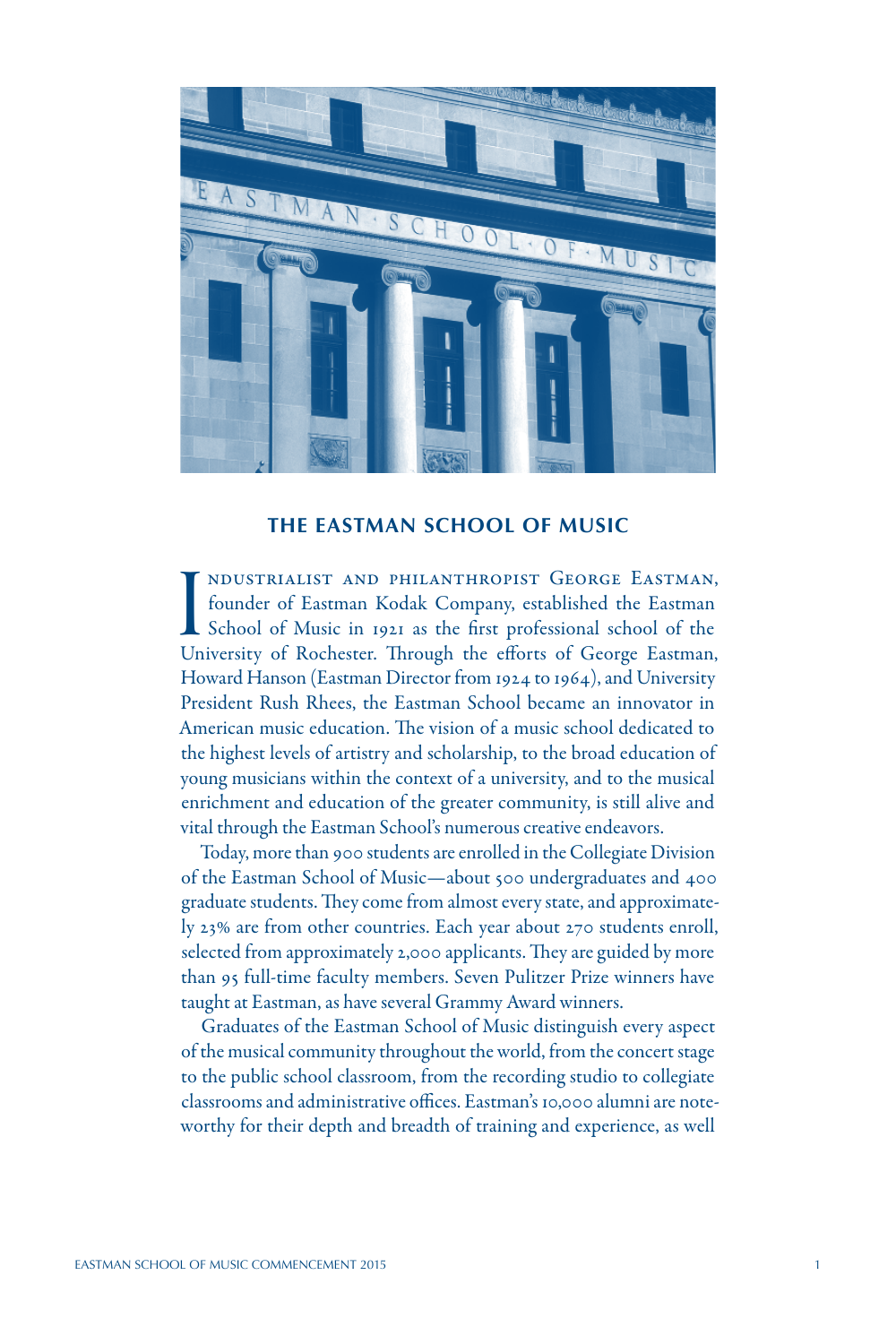## THE EASTMAN SCHOOL OF MUSIC

Industrialist and philanthropist George Eastman, founder of Eastman Kodak Company, established the Eastman School of Music in 1921 as the first professional school of the University of Rochester. Through the efforts of George Eastman, Howard Hanson (Eastman Director from 1924 to 1964), and University President Rush Rhees, the Eastman School became an innovator in American music education. The vision of a music school dedicated to the highest levels of artistry and scholarship, to the broad education of young musicians within the context of a university, and to the musical enrichment and education of the greater community, is still alive and vital through the Eastman School's numerous creative endeavors.

Today, more than 900 students are enrolled in the Collegiate Division of the Eastman School of Music—about 500 undergraduates and 400 graduate students. They come from almost every state, and approximately 23% are from other countries. Each year about 270 students enroll, selected from approximately 2,000 applicants. They are guided by more than 95 full-time faculty members. Seven Pulitzer Prize winners have taught at Eastman, as have several Grammy Award winners.

Graduates of the Eastman School of Music distinguish every aspect of the musical community throughout the world, from the concert stage to the public school classroom, from the recording studio to collegiate classrooms and administrative offices. Eastman's 10,000 alumni are noteworthy for their depth and breadth of training and experience, as well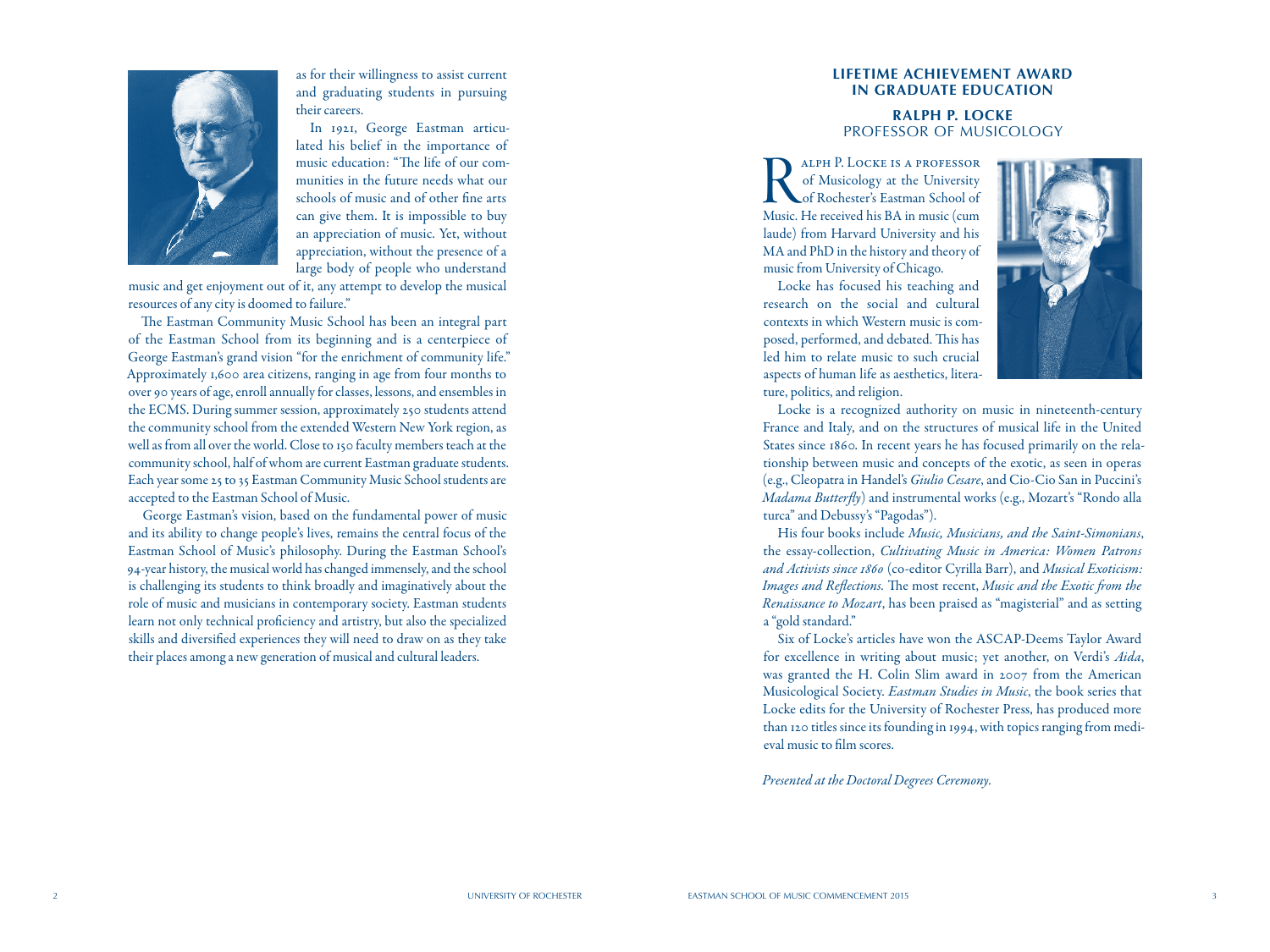as for their willingness to assist current and graduating students in pursuing their careers.

In 1921, George Eastman articulated his belief in the importance of music education: "The life of our communities in the future needs what our schools of music and of other fine arts can give them. It is impossible to buy an appreciation of music. Yet, without appreciation, without the presence of a large body of people who understand music and get enjoyment out of it, any attempt to develop the musical resources of any city is doomed to failure."

The Eastman Community Music School has been an integral part of the Eastman School from its beginning and is a centerpiece of George Eastman's grand vision "for the enrichment of community life." Approximately 1,600 area citizens, ranging in age from four months to over 90 years of age, enroll annually for classes, lessons, and ensembles in the ECMS. During summer session, approximately 250 students attend the community school from the extended Western New York region, as well as from all over the world. Close to 150 faculty members teach at the community school, half of whom are current Eastman graduate students. Each year some 25 to 35 Eastman Community Music School students are accepted to the Eastman School of Music.

George Eastman's vision, based on the fundamental power of music and its ability to change people's lives, remains the central focus of the Eastman School of Music's philosophy. During the Eastman School's 94-year history, the musical world has changed immensely, and the school is challenging its students to think broadly and imaginatively about the role of music and musicians in contemporary society. Eastman students learn not only technical proficiency and artistry, but also the specialized skills and diversified experiences they will need to draw on as they take their places among a new generation of musical and cultural leaders.

## LIFETIME ACHIEVEMENT AWARD IN GRADUATE EDUCATION

### RALPH P. LOCKE
PROFESSOR OF MUSICOLOGY

Ralph P. Locke is a professor of Musicology at the University of Rochester's Eastman School of Music. He received his BA in music (cum laude) from Harvard University and his MA and PhD in the history and theory of music from University of Chicago.

Locke has focused his teaching and research on the social and cultural contexts in which Western music is composed, performed, and debated. This has led him to relate music to such crucial aspects of human life as aesthetics, literature, politics, and religion.

Locke is a recognized authority on music in nineteenth-century France and Italy, and on the structures of musical life in the United States since 1860. In recent years he has focused primarily on the relationship between music and concepts of the exotic, as seen in operas (e.g., Cleopatra in Handel's *Giulio Cesare*, and Cio-Cio San in Puccini's *Madama Butterfly*) and instrumental works (e.g., Mozart's "Rondo alla turca" and Debussy's "Pagodas").

His four books include *Music, Musicians, and the Saint-Simonians*, the essay-collection, *Cultivating Music in America: Women Patrons and Activists since 1860* (co-editor Cyrilla Barr), and *Musical Exoticism: Images and Reflections.* The most recent, *Music and the Exotic from the Renaissance to Mozart*, has been praised as "magisterial" and as setting a "gold standard."

Six of Locke's articles have won the ASCAP-Deems Taylor Award for excellence in writing about music; yet another, on Verdi's *Aida*, was granted the H. Colin Slim award in 2007 from the American Musicological Society. *Eastman Studies in Music*, the book series that Locke edits for the University of Rochester Press, has produced more than 120 titles since its founding in 1994, with topics ranging from medieval music to film scores.

*Presented at the Doctoral Degrees Ceremony.*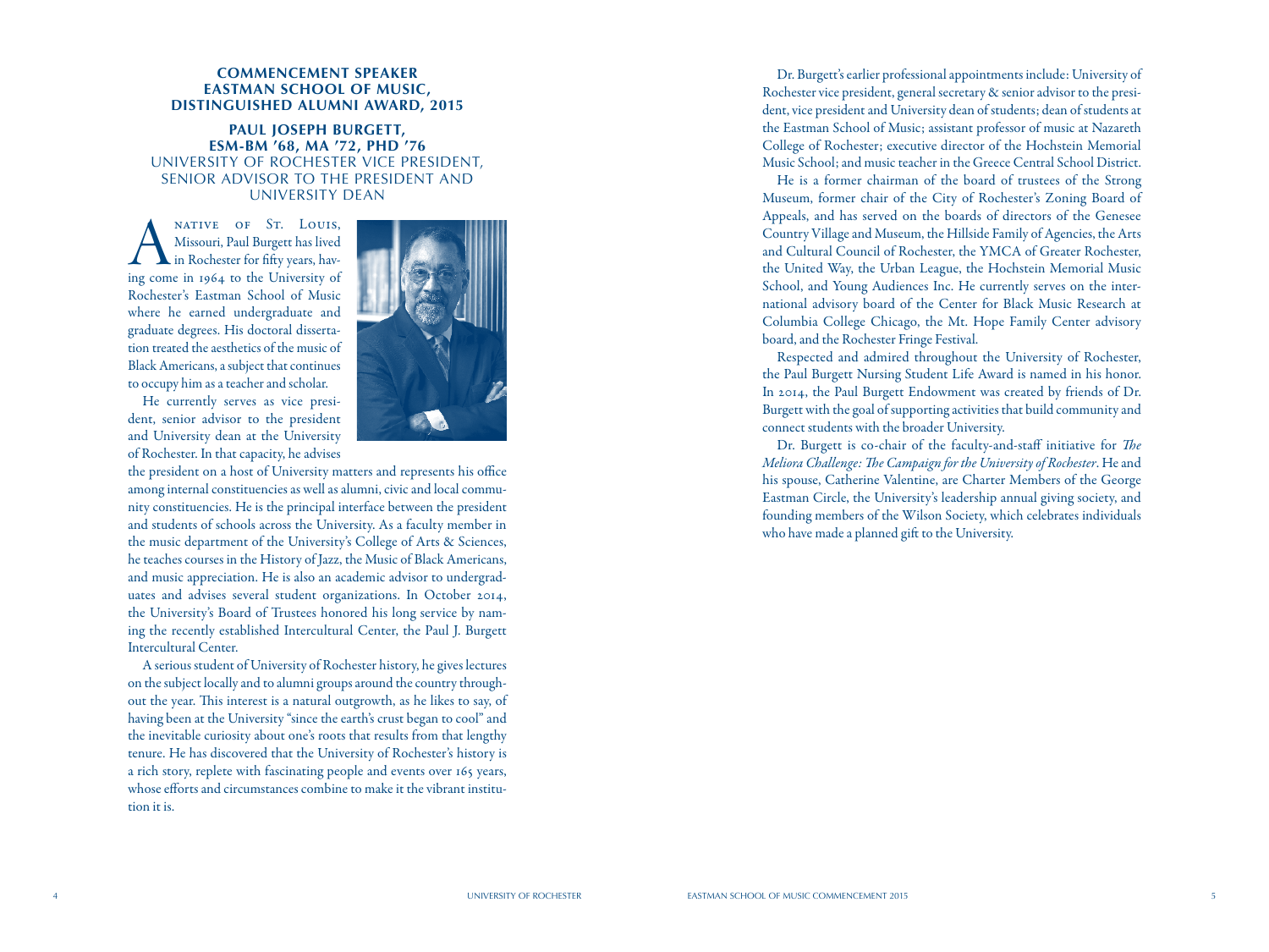## COMMENCEMENT SPEAKER EASTMAN SCHOOL OF MUSIC, DISTINGUISHED ALUMNI AWARD, 2015

### PAUL JOSEPH BURGETT, ESM-BM '68, MA '72, PHD '76

UNIVERSITY OF ROCHESTER VICE PRESIDENT, SENIOR ADVISOR TO THE PRESIDENT AND UNIVERSITY DEAN

A native of St. Louis, Missouri, Paul Burgett has lived in Rochester for fifty years, having come in 1964 to the University of Rochester's Eastman School of Music where he earned undergraduate and graduate degrees. His doctoral dissertation treated the aesthetics of the music of Black Americans, a subject that continues to occupy him as a teacher and scholar.

He currently serves as vice president, senior advisor to the president and University dean at the University of Rochester. In that capacity, he advises the president on a host of University matters and represents his office among internal constituencies as well as alumni, civic and local community constituencies. He is the principal interface between the president and students of schools across the University. As a faculty member in the music department of the University's College of Arts & Sciences, he teaches courses in the History of Jazz, the Music of Black Americans, and music appreciation. He is also an academic advisor to undergraduates and advises several student organizations. In October 2014, the University's Board of Trustees honored his long service by naming the recently established Intercultural Center, the Paul J. Burgett Intercultural Center.

A serious student of University of Rochester history, he gives lectures on the subject locally and to alumni groups around the country throughout the year. This interest is a natural outgrowth, as he likes to say, of having been at the University "since the earth's crust began to cool" and the inevitable curiosity about one's roots that results from that lengthy tenure. He has discovered that the University of Rochester's history is a rich story, replete with fascinating people and events over 165 years, whose efforts and circumstances combine to make it the vibrant institution it is.

Dr. Burgett's earlier professional appointments include: University of Rochester vice president, general secretary & senior advisor to the president, vice president and University dean of students; dean of students at the Eastman School of Music; assistant professor of music at Nazareth College of Rochester; executive director of the Hochstein Memorial Music School; and music teacher in the Greece Central School District.

He is a former chairman of the board of trustees of the Strong Museum, former chair of the City of Rochester's Zoning Board of Appeals, and has served on the boards of directors of the Genesee Country Village and Museum, the Hillside Family of Agencies, the Arts and Cultural Council of Rochester, the YMCA of Greater Rochester, the United Way, the Urban League, the Hochstein Memorial Music School, and Young Audiences Inc. He currently serves on the international advisory board of the Center for Black Music Research at Columbia College Chicago, the Mt. Hope Family Center advisory board, and the Rochester Fringe Festival.

Respected and admired throughout the University of Rochester, the Paul Burgett Nursing Student Life Award is named in his honor. In 2014, the Paul Burgett Endowment was created by friends of Dr. Burgett with the goal of supporting activities that build community and connect students with the broader University.

Dr. Burgett is co-chair of the faculty-and-staff initiative for *The Meliora Challenge: The Campaign for the University of Rochester*. He and his spouse, Catherine Valentine, are Charter Members of the George Eastman Circle, the University's leadership annual giving society, and founding members of the Wilson Society, which celebrates individuals who have made a planned gift to the University.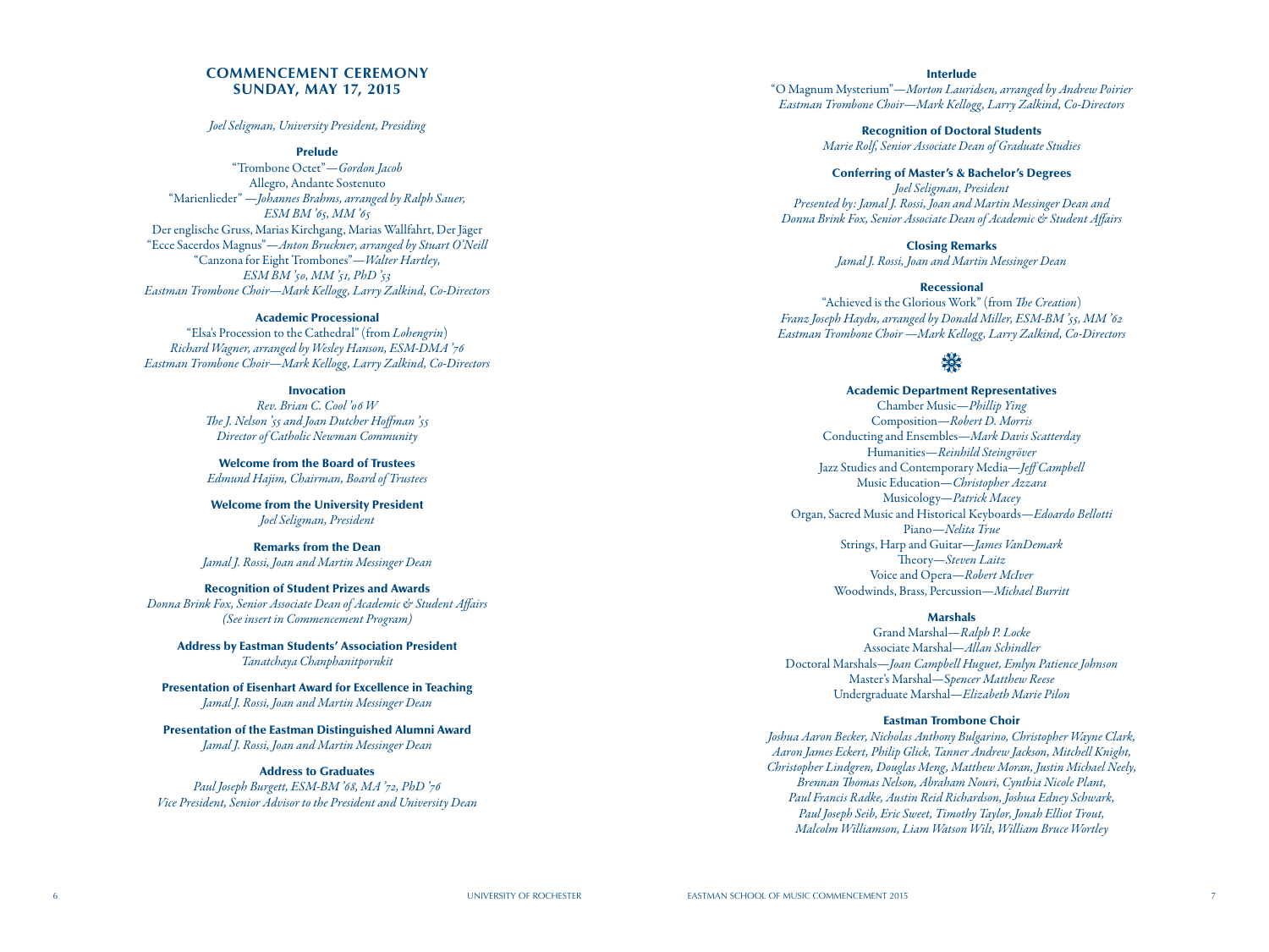## COMMENCEMENT CEREMONY
## SUNDAY, MAY 17, 2015

*Joel Seligman, University President, Presiding*

**Prelude**

"Trombone Octet"—*Gordon Jacob*
Allegro, Andante Sostenuto
"Marienlieder" —*Johannes Brahms, arranged by Ralph Sauer, ESM BM '65, MM '65*
Der englische Gruss, Marias Kirchgang, Marias Wallfahrt, Der Jäger
"Ecce Sacerdos Magnus"—*Anton Bruckner, arranged by Stuart O'Neill*
"Canzona for Eight Trombones"—*Walter Hartley, ESM BM '50, MM '51, PhD '53*
*Eastman Trombone Choir—Mark Kellogg, Larry Zalkind, Co-Directors*

**Academic Processional**

"Elsa's Procession to the Cathedral" (from *Lohengrin*)
*Richard Wagner, arranged by Wesley Hanson, ESM-DMA '76*
*Eastman Trombone Choir—Mark Kellogg, Larry Zalkind, Co-Directors*

**Invocation**

*Rev. Brian C. Cool '06 W*
*The J. Nelson '55 and Joan Dutcher Hoffman '55*
*Director of Catholic Newman Community*

**Welcome from the Board of Trustees**

*Edmund Hajim, Chairman, Board of Trustees*

**Welcome from the University President**

*Joel Seligman, President*

**Remarks from the Dean**

*Jamal J. Rossi, Joan and Martin Messinger Dean*

**Recognition of Student Prizes and Awards**

*Donna Brink Fox, Senior Associate Dean of Academic & Student Affairs*
*(See insert in Commencement Program)*

**Address by Eastman Students' Association President**

*Tanatchaya Chanphanitpornkit*

**Presentation of Eisenhart Award for Excellence in Teaching**

*Jamal J. Rossi, Joan and Martin Messinger Dean*

**Presentation of the Eastman Distinguished Alumni Award**

*Jamal J. Rossi, Joan and Martin Messinger Dean*

**Address to Graduates**

*Paul Joseph Burgett, ESM-BM '68, MA '72, PhD '76*
*Vice President, Senior Advisor to the President and University Dean*

**Interlude**

"O Magnum Mysterium"—*Morton Lauridsen, arranged by Andrew Poirier*
*Eastman Trombone Choir—Mark Kellogg, Larry Zalkind, Co-Directors*

**Recognition of Doctoral Students**

*Marie Rolf, Senior Associate Dean of Graduate Studies*

**Conferring of Master's & Bachelor's Degrees**

*Joel Seligman, President*
*Presented by: Jamal J. Rossi, Joan and Martin Messinger Dean and Donna Brink Fox, Senior Associate Dean of Academic & Student Affairs*

**Closing Remarks**

*Jamal J. Rossi, Joan and Martin Messinger Dean*

**Recessional**

"Achieved is the Glorious Work" (from *The Creation*)
*Franz Joseph Haydn, arranged by Donald Miller, ESM-BM '55, MM '62*
*Eastman Trombone Choir —Mark Kellogg, Larry Zalkind, Co-Directors*

**Academic Department Representatives**

Chamber Music—*Phillip Ying*
Composition—*Robert D. Morris*
Conducting and Ensembles—*Mark Davis Scatterday*
Humanities—*Reinhild Steingröver*
Jazz Studies and Contemporary Media—*Jeff Campbell*
Music Education—*Christopher Azzara*
Musicology—*Patrick Macey*
Organ, Sacred Music and Historical Keyboards—*Edoardo Bellotti*
Piano—*Nelita True*
Strings, Harp and Guitar—*James VanDemark*
Theory—*Steven Laitz*
Voice and Opera—*Robert McIver*
Woodwinds, Brass, Percussion—*Michael Burritt*

**Marshals**

Grand Marshal—*Ralph P. Locke*
Associate Marshal—*Allan Schindler*
Doctoral Marshals—*Joan Campbell Huguet, Emlyn Patience Johnson*
Master's Marshal—*Spencer Matthew Reese*
Undergraduate Marshal—*Elizabeth Marie Pilon*

**Eastman Trombone Choir**

*Joshua Aaron Becker, Nicholas Anthony Bulgarino, Christopher Wayne Clark, Aaron James Eckert, Philip Glick, Tanner Andrew Jackson, Mitchell Knight, Christopher Lindgren, Douglas Meng, Matthew Moran, Justin Michael Neely, Brennan Thomas Nelson, Abraham Nouri, Cynthia Nicole Plant, Paul Francis Radke, Austin Reid Richardson, Joshua Edney Schwark, Paul Joseph Seib, Eric Sweet, Timothy Taylor, Jonah Elliot Trout, Malcolm Williamson, Liam Watson Wilt, William Bruce Wortley*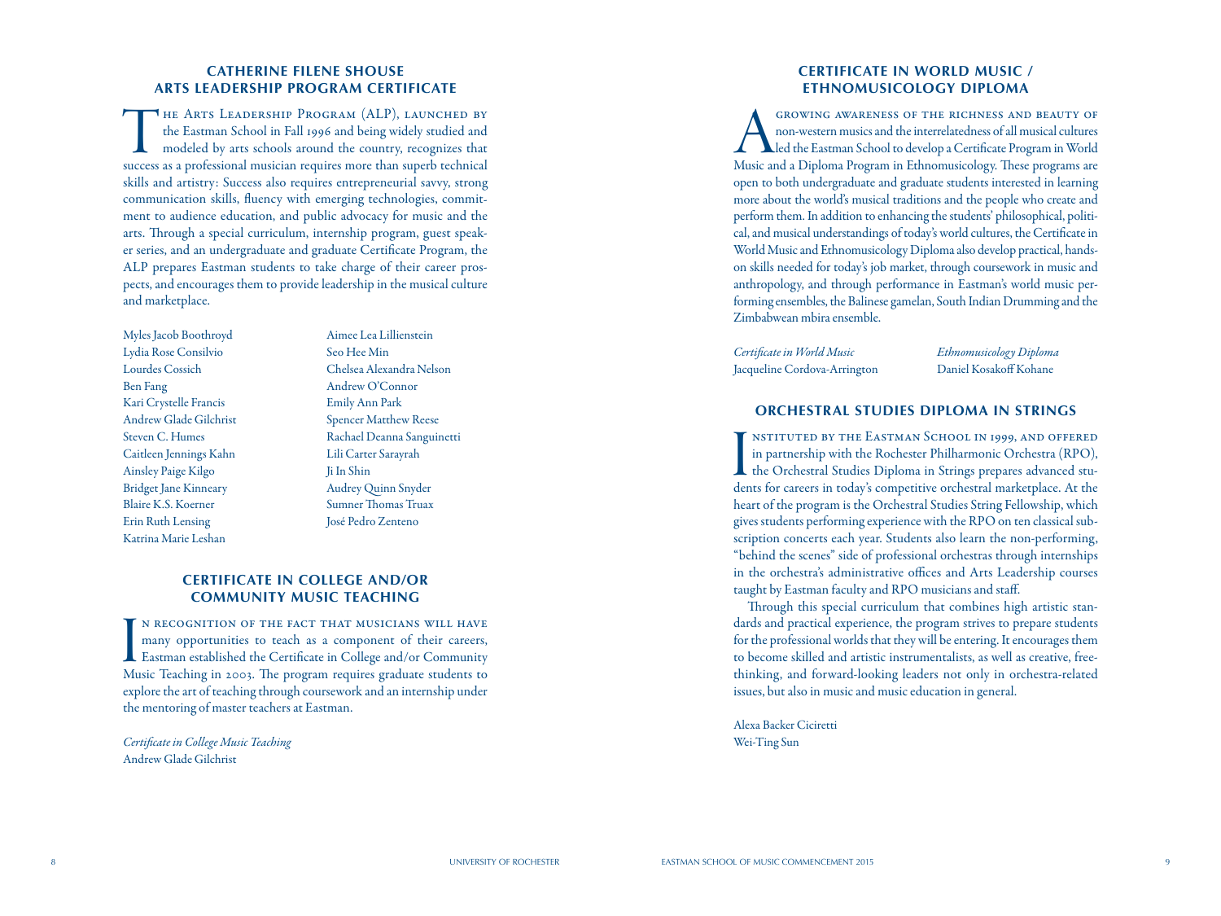## CATHERINE FILENE SHOUSE ARTS LEADERSHIP PROGRAM CERTIFICATE

The Arts Leadership Program (ALP), launched by the Eastman School in Fall 1996 and being widely studied and modeled by arts schools around the country, recognizes that success as a professional musician requires more than superb technical skills and artistry: Success also requires entrepreneurial savvy, strong communication skills, fluency with emerging technologies, commitment to audience education, and public advocacy for music and the arts. Through a special curriculum, internship program, guest speaker series, and an undergraduate and graduate Certificate Program, the ALP prepares Eastman students to take charge of their career prospects, and encourages them to provide leadership in the musical culture and marketplace.

Myles Jacob Boothroyd
Lydia Rose Consilvio
Lourdes Cossich
Ben Fang
Kari Crystelle Francis
Andrew Glade Gilchrist
Steven C. Humes
Caitleen Jennings Kahn
Ainsley Paige Kilgo
Bridget Jane Kinneary
Blaire K.S. Koerner
Erin Ruth Lensing
Katrina Marie Leshan
Aimee Lea Lillienstein
Seo Hee Min
Chelsea Alexandra Nelson
Andrew O'Connor
Emily Ann Park
Spencer Matthew Reese
Rachael Deanna Sanguinetti
Lili Carter Sarayrah
Ji In Shin
Audrey Quinn Snyder
Sumner Thomas Truax
José Pedro Zenteno

## CERTIFICATE IN COLLEGE AND/OR COMMUNITY MUSIC TEACHING

In recognition of the fact that musicians will have many opportunities to teach as a component of their careers, Eastman established the Certificate in College and/or Community Music Teaching in 2003. The program requires graduate students to explore the art of teaching through coursework and an internship under the mentoring of master teachers at Eastman.

*Certificate in College Music Teaching*
Andrew Glade Gilchrist

## CERTIFICATE IN WORLD MUSIC / ETHNOMUSICOLOGY DIPLOMA

A growing awareness of the richness and beauty of non-western musics and the interrelatedness of all musical cultures led the Eastman School to develop a Certificate Program in World Music and a Diploma Program in Ethnomusicology. These programs are open to both undergraduate and graduate students interested in learning more about the world's musical traditions and the people who create and perform them. In addition to enhancing the students' philosophical, political, and musical understandings of today's world cultures, the Certificate in World Music and Ethnomusicology Diploma also develop practical, hands-on skills needed for today's job market, through coursework in music and anthropology, and through performance in Eastman's world music performing ensembles, the Balinese gamelan, South Indian Drumming and the Zimbabwean mbira ensemble.

*Certificate in World Music*
Jacqueline Cordova-Arrington

*Ethnomusicology Diploma*
Daniel Kosakoff Kohane

## ORCHESTRAL STUDIES DIPLOMA IN STRINGS

Instituted by the Eastman School in 1999, and offered in partnership with the Rochester Philharmonic Orchestra (RPO), the Orchestral Studies Diploma in Strings prepares advanced students for careers in today's competitive orchestral marketplace. At the heart of the program is the Orchestral Studies String Fellowship, which gives students performing experience with the RPO on ten classical subscription concerts each year. Students also learn the non-performing, "behind the scenes" side of professional orchestras through internships in the orchestra's administrative offices and Arts Leadership courses taught by Eastman faculty and RPO musicians and staff.

Through this special curriculum that combines high artistic standards and practical experience, the program strives to prepare students for the professional worlds that they will be entering. It encourages them to become skilled and artistic instrumentalists, as well as creative, free-thinking, and forward-looking leaders not only in orchestra-related issues, but also in music and music education in general.

Alexa Backer Ciciretti
Wei-Ting Sun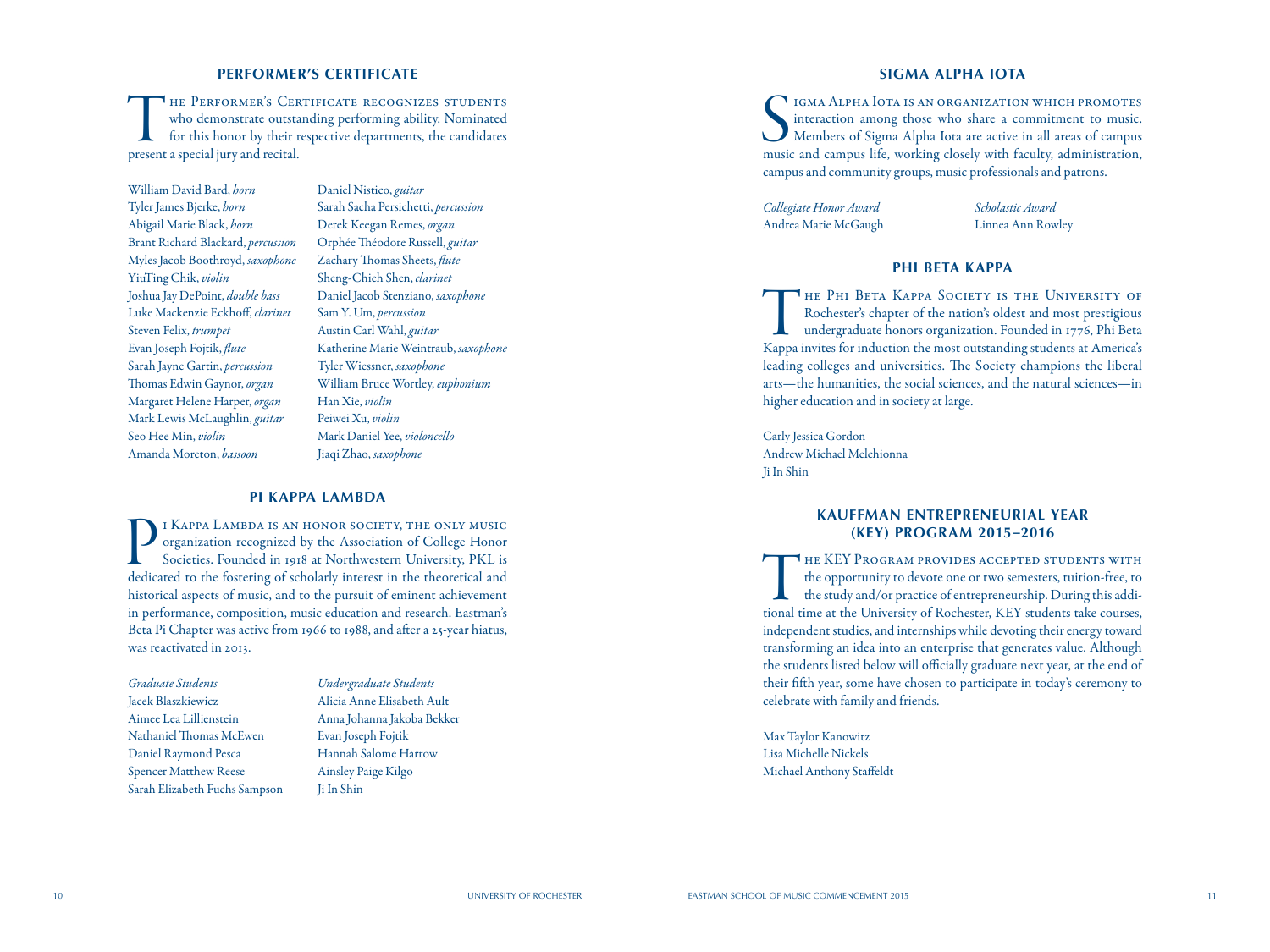## PERFORMER'S CERTIFICATE

The Performer's Certificate recognizes students who demonstrate outstanding performing ability. Nominated for this honor by their respective departments, the candidates present a special jury and recital.

William David Bard, *horn*
Tyler James Bjerke, *horn*
Abigail Marie Black, *horn*
Brant Richard Blackard, *percussion*
Myles Jacob Boothroyd, *saxophone*
YiuTing Chik, *violin*
Joshua Jay DePoint, *double bass*
Luke Mackenzie Eckhoff, *clarinet*
Steven Felix, *trumpet*
Evan Joseph Fojtik, *flute*
Sarah Jayne Gartin, *percussion*
Thomas Edwin Gaynor, *organ*
Margaret Helene Harper, *organ*
Mark Lewis McLaughlin, *guitar*
Seo Hee Min, *violin*
Amanda Moreton, *bassoon*
Daniel Nistico, *guitar*
Sarah Sacha Persichetti, *percussion*
Derek Keegan Remes, *organ*
Orphée Théodore Russell, *guitar*
Zachary Thomas Sheets, *flute*
Sheng-Chieh Shen, *clarinet*
Daniel Jacob Stenziano, *saxophone*
Sam Y. Um, *percussion*
Austin Carl Wahl, *guitar*
Katherine Marie Weintraub, *saxophone*
Tyler Wiessner, *saxophone*
William Bruce Wortley, *euphonium*
Han Xie, *violin*
Peiwei Xu, *violin*
Mark Daniel Yee, *violoncello*
Jiaqi Zhao, *saxophone*

## PI KAPPA LAMBDA

Pi Kappa Lambda is an honor society, the only music organization recognized by the Association of College Honor Societies. Founded in 1918 at Northwestern University, PKL is dedicated to the fostering of scholarly interest in the theoretical and historical aspects of music, and to the pursuit of eminent achievement in performance, composition, music education and research. Eastman's Beta Pi Chapter was active from 1966 to 1988, and after a 25-year hiatus, was reactivated in 2013.

*Graduate Students*
Jacek Blaszkiewicz
Aimee Lea Lillienstein
Nathaniel Thomas McEwen
Daniel Raymond Pesca
Spencer Matthew Reese
Sarah Elizabeth Fuchs Sampson

*Undergraduate Students*
Alicia Anne Elisabeth Ault
Anna Johanna Jakoba Bekker
Evan Joseph Fojtik
Hannah Salome Harrow
Ainsley Paige Kilgo
Ji In Shin

## SIGMA ALPHA IOTA

Sigma Alpha Iota is an organization which promotes interaction among those who share a commitment to music. Members of Sigma Alpha Iota are active in all areas of campus music and campus life, working closely with faculty, administration, campus and community groups, music professionals and patrons.

*Collegiate Honor Award*
Andrea Marie McGaugh

*Scholastic Award*
Linnea Ann Rowley

## PHI BETA KAPPA

The Phi Beta Kappa Society is the University of Rochester's chapter of the nation's oldest and most prestigious undergraduate honors organization. Founded in 1776, Phi Beta Kappa invites for induction the most outstanding students at America's leading colleges and universities. The Society champions the liberal arts—the humanities, the social sciences, and the natural sciences—in higher education and in society at large.

Carly Jessica Gordon
Andrew Michael Melchionna
Ji In Shin

## KAUFFMAN ENTREPRENEURIAL YEAR (KEY) PROGRAM 2015–2016

The KEY Program provides accepted students with the opportunity to devote one or two semesters, tuition-free, to the study and/or practice of entrepreneurship. During this additional time at the University of Rochester, KEY students take courses, independent studies, and internships while devoting their energy toward transforming an idea into an enterprise that generates value. Although the students listed below will officially graduate next year, at the end of their fifth year, some have chosen to participate in today's ceremony to celebrate with family and friends.

Max Taylor Kanowitz
Lisa Michelle Nickels
Michael Anthony Staffeldt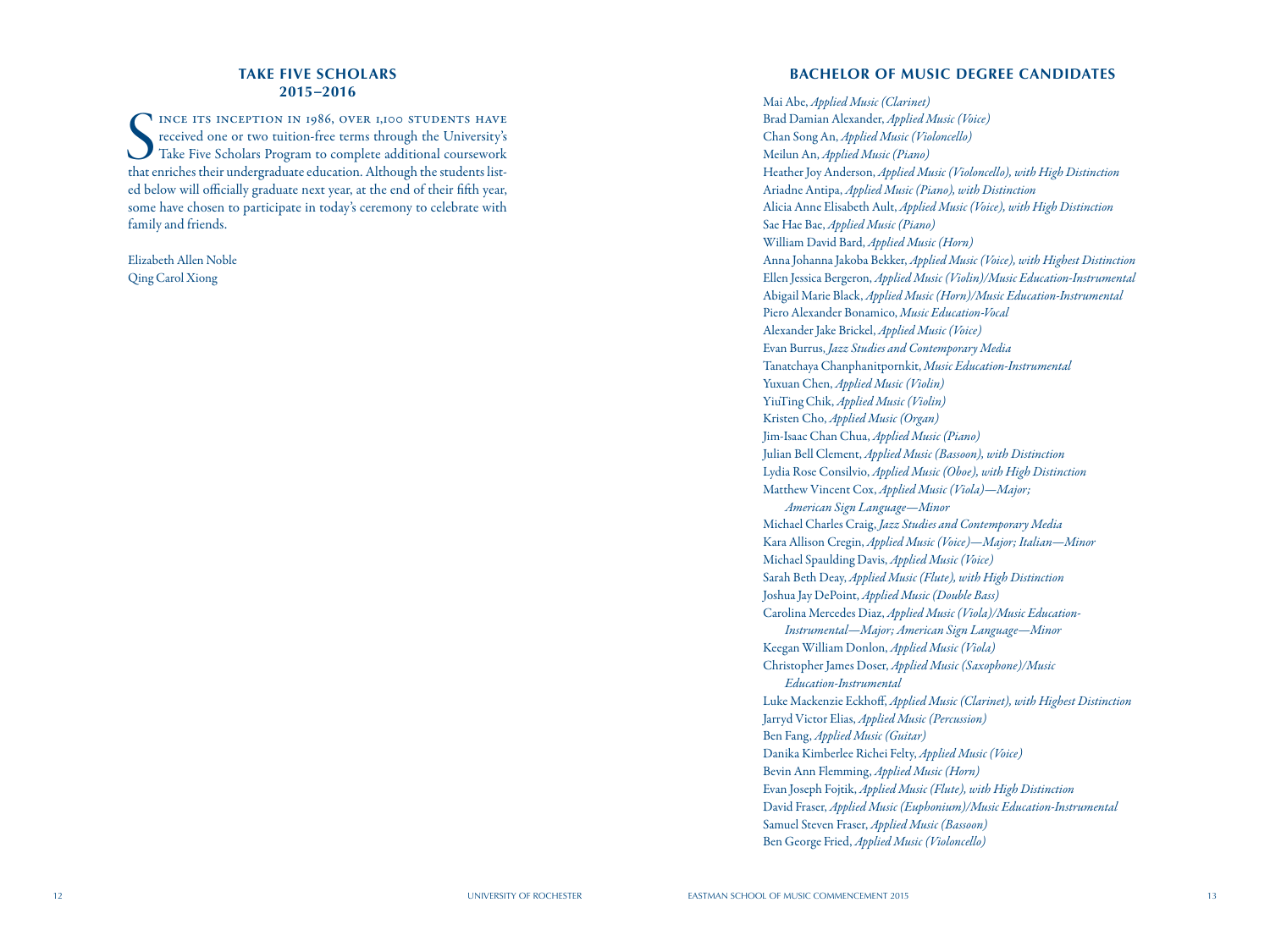## TAKE FIVE SCHOLARS 2015–2016

Since its inception in 1986, over 1,100 students have received one or two tuition-free terms through the University's Take Five Scholars Program to complete additional coursework that enriches their undergraduate education. Although the students listed below will officially graduate next year, at the end of their fifth year, some have chosen to participate in today's ceremony to celebrate with family and friends.

Elizabeth Allen Noble
Qing Carol Xiong

## BACHELOR OF MUSIC DEGREE CANDIDATES

Mai Abe, *Applied Music (Clarinet)*
Brad Damian Alexander, *Applied Music (Voice)*
Chan Song An, *Applied Music (Violoncello)*
Meilun An, *Applied Music (Piano)*
Heather Joy Anderson, *Applied Music (Violoncello), with High Distinction*
Ariadne Antipa, *Applied Music (Piano), with Distinction*
Alicia Anne Elisabeth Ault, *Applied Music (Voice), with High Distinction*
Sae Hae Bae, *Applied Music (Piano)*
William David Bard, *Applied Music (Horn)*
Anna Johanna Jakoba Bekker, *Applied Music (Voice), with Highest Distinction*
Ellen Jessica Bergeron, *Applied Music (Violin)/Music Education-Instrumental*
Abigail Marie Black, *Applied Music (Horn)/Music Education-Instrumental*
Piero Alexander Bonamico, *Music Education-Vocal*
Alexander Jake Brickel, *Applied Music (Voice)*
Evan Burrus, *Jazz Studies and Contemporary Media*
Tanatchaya Chanphanitpornkit, *Music Education-Instrumental*
Yuxuan Chen, *Applied Music (Violin)*
YiuTing Chik, *Applied Music (Violin)*
Kristen Cho, *Applied Music (Organ)*
Jim-Isaac Chan Chua, *Applied Music (Piano)*
Julian Bell Clement, *Applied Music (Bassoon), with Distinction*
Lydia Rose Consilvio, *Applied Music (Oboe), with High Distinction*
Matthew Vincent Cox, *Applied Music (Viola)—Major; American Sign Language—Minor*
Michael Charles Craig, *Jazz Studies and Contemporary Media*
Kara Allison Cregin, *Applied Music (Voice)—Major; Italian—Minor*
Michael Spaulding Davis, *Applied Music (Voice)*
Sarah Beth Deay, *Applied Music (Flute), with High Distinction*
Joshua Jay DePoint, *Applied Music (Double Bass)*
Carolina Mercedes Diaz, *Applied Music (Viola)/Music Education-Instrumental—Major; American Sign Language—Minor*
Keegan William Donlon, *Applied Music (Viola)*
Christopher James Doser, *Applied Music (Saxophone)/Music Education-Instrumental*
Luke Mackenzie Eckhoff, *Applied Music (Clarinet), with Highest Distinction*
Jarryd Victor Elias, *Applied Music (Percussion)*
Ben Fang, *Applied Music (Guitar)*
Danika Kimberlee Richei Felty, *Applied Music (Voice)*
Bevin Ann Flemming, *Applied Music (Horn)*
Evan Joseph Fojtik, *Applied Music (Flute), with High Distinction*
David Fraser, *Applied Music (Euphonium)/Music Education-Instrumental*
Samuel Steven Fraser, *Applied Music (Bassoon)*
Ben George Fried, *Applied Music (Violoncello)*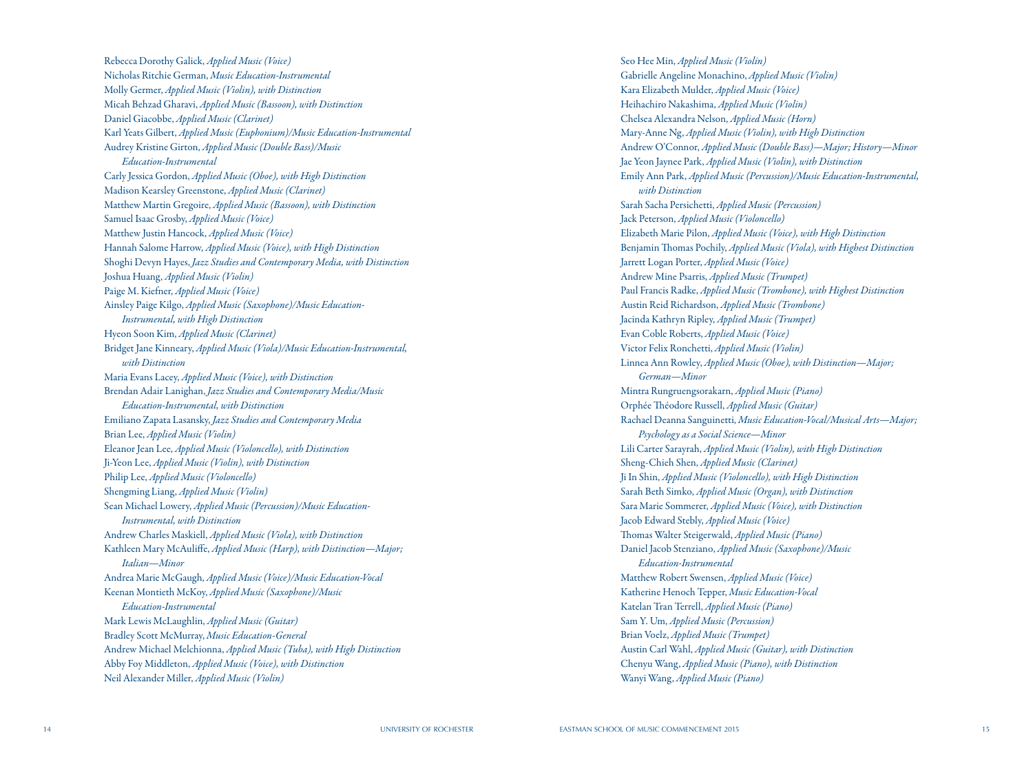Rebecca Dorothy Galick, *Applied Music (Voice)*  
Nicholas Ritchie German, *Music Education-Instrumental*  
Molly Germer, *Applied Music (Violin), with Distinction*  
Micah Behzad Gharavi, *Applied Music (Bassoon), with Distinction*  
Daniel Giacobbe, *Applied Music (Clarinet)*  
Karl Yeats Gilbert, *Applied Music (Euphonium)/Music Education-Instrumental*  
Audrey Kristine Girton, *Applied Music (Double Bass)/Music Education-Instrumental*  
Carly Jessica Gordon, *Applied Music (Oboe), with High Distinction*  
Madison Kearsley Greenstone, *Applied Music (Clarinet)*  
Matthew Martin Gregoire, *Applied Music (Bassoon), with Distinction*  
Samuel Isaac Grosby, *Applied Music (Voice)*  
Matthew Justin Hancock, *Applied Music (Voice)*  
Hannah Salome Harrow, *Applied Music (Voice), with High Distinction*  
Shoghi Devyn Hayes, *Jazz Studies and Contemporary Media, with Distinction*  
Joshua Huang, *Applied Music (Violin)*  
Paige M. Kiefner, *Applied Music (Voice)*  
Ainsley Paige Kilgo, *Applied Music (Saxophone)/Music Education-Instrumental, with High Distinction*  
Hyeon Soon Kim, *Applied Music (Clarinet)*  
Bridget Jane Kinneary, *Applied Music (Viola)/Music Education-Instrumental, with Distinction*  
Maria Evans Lacey, *Applied Music (Voice), with Distinction*  
Brendan Adair Lanighan, *Jazz Studies and Contemporary Media/Music Education-Instrumental, with Distinction*  
Emiliano Zapata Lasansky, *Jazz Studies and Contemporary Media*  
Brian Lee, *Applied Music (Violin)*  
Eleanor Jean Lee, *Applied Music (Violoncello), with Distinction*  
Ji-Yeon Lee, *Applied Music (Violin), with Distinction*  
Philip Lee, *Applied Music (Violoncello)*  
Shengming Liang, *Applied Music (Violin)*  
Sean Michael Lowery, *Applied Music (Percussion)/Music Education-Instrumental, with Distinction*  
Andrew Charles Maskiell, *Applied Music (Viola), with Distinction*  
Kathleen Mary McAuliffe, *Applied Music (Harp), with Distinction—Major; Italian—Minor*  
Andrea Marie McGaugh, *Applied Music (Voice)/Music Education-Vocal*  
Keenan Montieth McKoy, *Applied Music (Saxophone)/Music Education-Instrumental*  
Mark Lewis McLaughlin, *Applied Music (Guitar)*  
Bradley Scott McMurray, *Music Education-General*  
Andrew Michael Melchionna, *Applied Music (Tuba), with High Distinction*  
Abby Foy Middleton, *Applied Music (Voice), with Distinction*  
Neil Alexander Miller, *Applied Music (Violin)*  
Seo Hee Min, *Applied Music (Violin)*  
Gabrielle Angeline Monachino, *Applied Music (Violin)*  
Kara Elizabeth Mulder, *Applied Music (Voice)*  
Heihachiro Nakashima, *Applied Music (Violin)*  
Chelsea Alexandra Nelson, *Applied Music (Horn)*  
Mary-Anne Ng, *Applied Music (Violin), with High Distinction*  
Andrew O'Connor, *Applied Music (Double Bass)—Major; History—Minor*  
Jae Yeon Jaynee Park, *Applied Music (Violin), with Distinction*  
Emily Ann Park, *Applied Music (Percussion)/Music Education-Instrumental, with Distinction*  
Sarah Sacha Persichetti, *Applied Music (Percussion)*  
Jack Peterson, *Applied Music (Violoncello)*  
Elizabeth Marie Pilon, *Applied Music (Voice), with High Distinction*  
Benjamin Thomas Pochily, *Applied Music (Viola), with Highest Distinction*  
Jarrett Logan Porter, *Applied Music (Voice)*  
Andrew Mine Psarris, *Applied Music (Trumpet)*  
Paul Francis Radke, *Applied Music (Trombone), with Highest Distinction*  
Austin Reid Richardson, *Applied Music (Trombone)*  
Jacinda Kathryn Ripley, *Applied Music (Trumpet)*  
Evan Coble Roberts, *Applied Music (Voice)*  
Victor Felix Ronchetti, *Applied Music (Violin)*  
Linnea Ann Rowley, *Applied Music (Oboe), with Distinction—Major; German—Minor*  
Mintra Rungruengsorakarn, *Applied Music (Piano)*  
Orphée Théodore Russell, *Applied Music (Guitar)*  
Rachael Deanna Sanguinetti, *Music Education-Vocal/Musical Arts—Major; Psychology as a Social Science—Minor*  
Lili Carter Sarayrah, *Applied Music (Violin), with High Distinction*  
Sheng-Chieh Shen, *Applied Music (Clarinet)*  
Ji In Shin, *Applied Music (Violoncello), with High Distinction*  
Sarah Beth Simko, *Applied Music (Organ), with Distinction*  
Sara Marie Sommerer, *Applied Music (Voice), with Distinction*  
Jacob Edward Stebly, *Applied Music (Voice)*  
Thomas Walter Steigerwald, *Applied Music (Piano)*  
Daniel Jacob Stenziano, *Applied Music (Saxophone)/Music Education-Instrumental*  
Matthew Robert Swensen, *Applied Music (Voice)*  
Katherine Henoch Tepper, *Music Education-Vocal*  
Katelan Tran Terrell, *Applied Music (Piano)*  
Sam Y. Um, *Applied Music (Percussion)*  
Brian Voelz, *Applied Music (Trumpet)*  
Austin Carl Wahl, *Applied Music (Guitar), with Distinction*  
Chenyu Wang, *Applied Music (Piano), with Distinction*  
Wanyi Wang, *Applied Music (Piano)*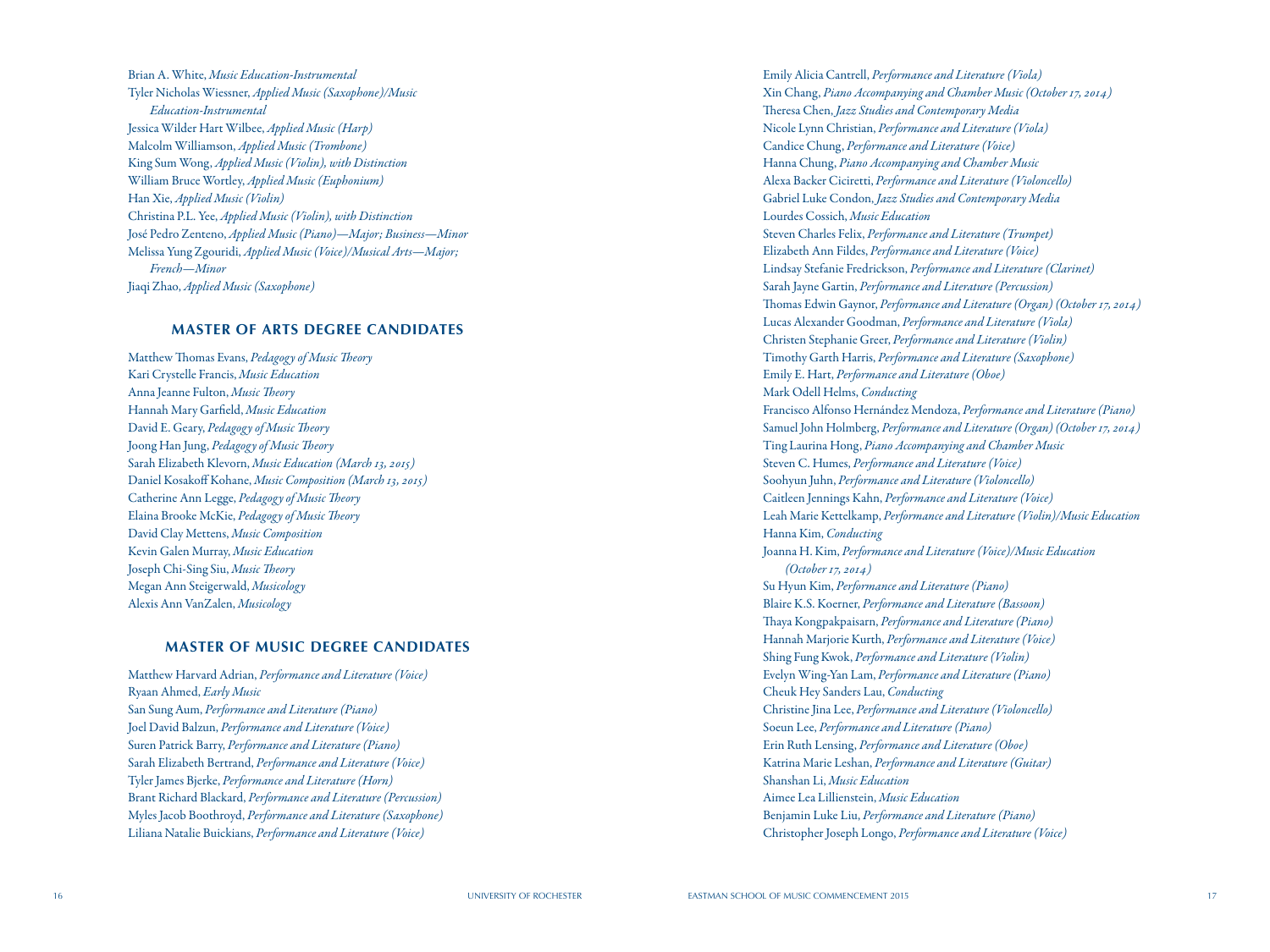Brian A. White, *Music Education-Instrumental*
Tyler Nicholas Wiessner, *Applied Music (Saxophone)/Music Education-Instrumental*
Jessica Wilder Hart Wilbee, *Applied Music (Harp)*
Malcolm Williamson, *Applied Music (Trombone)*
King Sum Wong, *Applied Music (Violin), with Distinction*
William Bruce Wortley, *Applied Music (Euphonium)*
Han Xie, *Applied Music (Violin)*
Christina P.L. Yee, *Applied Music (Violin), with Distinction*
José Pedro Zenteno, *Applied Music (Piano)—Major; Business—Minor*
Melissa Yung Zgouridi, *Applied Music (Voice)/Musical Arts—Major; French—Minor*
Jiaqi Zhao, *Applied Music (Saxophone)*

## MASTER OF ARTS DEGREE CANDIDATES

Matthew Thomas Evans, *Pedagogy of Music Theory*
Kari Crystelle Francis, *Music Education*
Anna Jeanne Fulton, *Music Theory*
Hannah Mary Garfield, *Music Education*
David E. Geary, *Pedagogy of Music Theory*
Joong Han Jung, *Pedagogy of Music Theory*
Sarah Elizabeth Klevorn, *Music Education (March 13, 2015)*
Daniel Kosakoff Kohane, *Music Composition (March 13, 2015)*
Catherine Ann Legge, *Pedagogy of Music Theory*
Elaina Brooke McKie, *Pedagogy of Music Theory*
David Clay Mettens, *Music Composition*
Kevin Galen Murray, *Music Education*
Joseph Chi-Sing Siu, *Music Theory*
Megan Ann Steigerwald, *Musicology*
Alexis Ann VanZalen, *Musicology*

## MASTER OF MUSIC DEGREE CANDIDATES

Matthew Harvard Adrian, *Performance and Literature (Voice)*
Ryaan Ahmed, *Early Music*
San Sung Aum, *Performance and Literature (Piano)*
Joel David Balzun, *Performance and Literature (Voice)*
Suren Patrick Barry, *Performance and Literature (Piano)*
Sarah Elizabeth Bertrand, *Performance and Literature (Voice)*
Tyler James Bjerke, *Performance and Literature (Horn)*
Brant Richard Blackard, *Performance and Literature (Percussion)*
Myles Jacob Boothroyd, *Performance and Literature (Saxophone)*
Liliana Natalie Buickians, *Performance and Literature (Voice)*
Emily Alicia Cantrell, *Performance and Literature (Viola)*
Xin Chang, *Piano Accompanying and Chamber Music (October 17, 2014)*
Theresa Chen, *Jazz Studies and Contemporary Media*
Nicole Lynn Christian, *Performance and Literature (Viola)*
Candice Chung, *Performance and Literature (Voice)*
Hanna Chung, *Piano Accompanying and Chamber Music*
Alexa Backer Ciciretti, *Performance and Literature (Violoncello)*
Gabriel Luke Condon, *Jazz Studies and Contemporary Media*
Lourdes Cossich, *Music Education*
Steven Charles Felix, *Performance and Literature (Trumpet)*
Elizabeth Ann Fildes, *Performance and Literature (Voice)*
Lindsay Stefanie Fredrickson, *Performance and Literature (Clarinet)*
Sarah Jayne Gartin, *Performance and Literature (Percussion)*
Thomas Edwin Gaynor, *Performance and Literature (Organ) (October 17, 2014)*
Lucas Alexander Goodman, *Performance and Literature (Viola)*
Christen Stephanie Greer, *Performance and Literature (Violin)*
Timothy Garth Harris, *Performance and Literature (Saxophone)*
Emily E. Hart, *Performance and Literature (Oboe)*
Mark Odell Helms, *Conducting*
Francisco Alfonso Hernández Mendoza, *Performance and Literature (Piano)*
Samuel John Holmberg, *Performance and Literature (Organ) (October 17, 2014)*
Ting Laurina Hong, *Piano Accompanying and Chamber Music*
Steven C. Humes, *Performance and Literature (Voice)*
Soohyun Juhn, *Performance and Literature (Violoncello)*
Caitleen Jennings Kahn, *Performance and Literature (Voice)*
Leah Marie Kettelkamp, *Performance and Literature (Violin)/Music Education*
Hanna Kim, *Conducting*
Joanna H. Kim, *Performance and Literature (Voice)/Music Education (October 17, 2014)*
Su Hyun Kim, *Performance and Literature (Piano)*
Blaire K.S. Koerner, *Performance and Literature (Bassoon)*
Thaya Kongpakpaisarn, *Performance and Literature (Piano)*
Hannah Marjorie Kurth, *Performance and Literature (Voice)*
Shing Fung Kwok, *Performance and Literature (Violin)*
Evelyn Wing-Yan Lam, *Performance and Literature (Piano)*
Cheuk Hey Sanders Lau, *Conducting*
Christine Jina Lee, *Performance and Literature (Violoncello)*
Soeun Lee, *Performance and Literature (Piano)*
Erin Ruth Lensing, *Performance and Literature (Oboe)*
Katrina Marie Leshan, *Performance and Literature (Guitar)*
Shanshan Li, *Music Education*
Aimee Lea Lillienstein, *Music Education*
Benjamin Luke Liu, *Performance and Literature (Piano)*
Christopher Joseph Longo, *Performance and Literature (Voice)*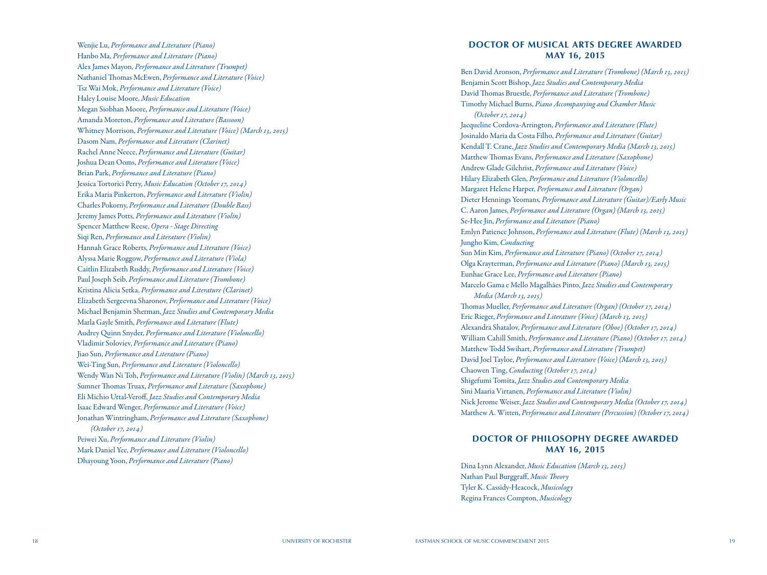Wenjie Lu, *Performance and Literature (Piano)*
Hanbo Ma, *Performance and Literature (Piano)*
Alex James Mayon, *Performance and Literature (Trumpet)*
Nathaniel Thomas McEwen, *Performance and Literature (Voice)*
Tsz Wai Mok, *Performance and Literature (Voice)*
Haley Louise Moore, *Music Education*
Megan Siobhan Moore, *Performance and Literature (Voice)*
Amanda Moreton, *Performance and Literature (Bassoon)*
Whitney Morrison, *Performance and Literature (Voice) (March 13, 2015)*
Dasom Nam, *Performance and Literature (Clarinet)*
Rachel Anne Neece, *Performance and Literature (Guitar)*
Joshua Dean Ooms, *Performance and Literature (Voice)*
Brian Park, *Performance and Literature (Piano)*
Jessica Tortorici Perry, *Music Education (October 17, 2014)*
Erika Maria Pinkerton, *Performance and Literature (Violin)*
Charles Pokorny, *Performance and Literature (Double Bass)*
Jeremy James Potts, *Performance and Literature (Violin)*
Spencer Matthew Reese, *Opera - Stage Directing*
Siqi Ren, *Performance and Literature (Violin)*
Hannah Grace Roberts, *Performance and Literature (Voice)*
Alyssa Marie Roggow, *Performance and Literature (Viola)*
Caitlin Elizabeth Ruddy, *Performance and Literature (Voice)*
Paul Joseph Seib, *Performance and Literature (Trombone)*
Kristina Alicia Setka, *Performance and Literature (Clarinet)*
Elizabeth Sergeevna Sharonov, *Performance and Literature (Voice)*
Michael Benjamin Sherman, *Jazz Studies and Contemporary Media*
Marla Gayle Smith, *Performance and Literature (Flute)*
Audrey Quinn Snyder, *Performance and Literature (Violoncello)*
Vladimir Soloviev, *Performance and Literature (Piano)*
Jiao Sun, *Performance and Literature (Piano)*
Wei-Ting Sun, *Performance and Literature (Violoncello)*
Wendy Wan Ni Toh, *Performance and Literature (Violin) (March 13, 2015)*
Sumner Thomas Truax, *Performance and Literature (Saxophone)*
Eli Michio Uttal-Veroff, *Jazz Studies and Contemporary Media*
Isaac Edward Wenger, *Performance and Literature (Voice)*
Jonathan Wintringham, *Performance and Literature (Saxophone) (October 17, 2014)*
Peiwei Xu, *Performance and Literature (Violin)*
Mark Daniel Yee, *Performance and Literature (Violoncello)*
Dhayoung Yoon, *Performance and Literature (Piano)*

## DOCTOR OF MUSICAL ARTS DEGREE AWARDED MAY 16, 2015

Ben David Aronson, *Performance and Literature (Trombone) (March 13, 2015)*
Benjamin Scott Bishop, *Jazz Studies and Contemporary Media*
David Thomas Bruestle, *Performance and Literature (Trombone)*
Timothy Michael Burns, *Piano Accompanying and Chamber Music (October 17, 2014)*
Jacqueline Cordova-Arrington, *Performance and Literature (Flute)*
Josinaldo Maria da Costa Filho, *Performance and Literature (Guitar)*
Kendall T. Crane, *Jazz Studies and Contemporary Media (March 13, 2015)*
Matthew Thomas Evans, *Performance and Literature (Saxophone)*
Andrew Glade Gilchrist, *Performance and Literature (Voice)*
Hilary Elizabeth Glen, *Performance and Literature (Violoncello)*
Margaret Helene Harper, *Performance and Literature (Organ)*
Dieter Hennings Yeomans, *Performance and Literature (Guitar)/Early Music*
C. Aaron James, *Performance and Literature (Organ) (March 13, 2015)*
Se-Hee Jin, *Performance and Literature (Piano)*
Emlyn Patience Johnson, *Performance and Literature (Flute) (March 13, 2015)*
Jungho Kim, *Conducting*
Sun Min Kim, *Performance and Literature (Piano) (October 17, 2014)*
Olga Krayterman, *Performance and Literature (Piano) (March 13, 2015)*
Eunhae Grace Lee, *Performance and Literature (Piano)*
Marcelo Gama e Mello Magalhães Pinto, *Jazz Studies and Contemporary Media (March 13, 2015)*
Thomas Mueller, *Performance and Literature (Organ) (October 17, 2014)*
Eric Rieger, *Performance and Literature (Voice) (March 13, 2015)*
Alexandra Shatalov, *Performance and Literature (Oboe) (October 17, 2014)*
William Cahill Smith, *Performance and Literature (Piano) (October 17, 2014)*
Matthew Todd Swihart, *Performance and Literature (Trumpet)*
David Joel Tayloe, *Performance and Literature (Voice) (March 13, 2015)*
Chaowen Ting, *Conducting (October 17, 2014)*
Shigefumi Tomita, *Jazz Studies and Contemporary Media*
Sini Maaria Virtanen, *Performance and Literature (Violin)*
Nick Jerome Weiser, *Jazz Studies and Contemporary Media (October 17, 2014)*
Matthew A. Witten, *Performance and Literature (Percussion) (October 17, 2014)*

## DOCTOR OF PHILOSOPHY DEGREE AWARDED MAY 16, 2015

Dina Lynn Alexander, *Music Education (March 13, 2015)*
Nathan Paul Burggraff, *Music Theory*
Tyler K. Cassidy-Heacock, *Musicology*
Regina Frances Compton, *Musicology*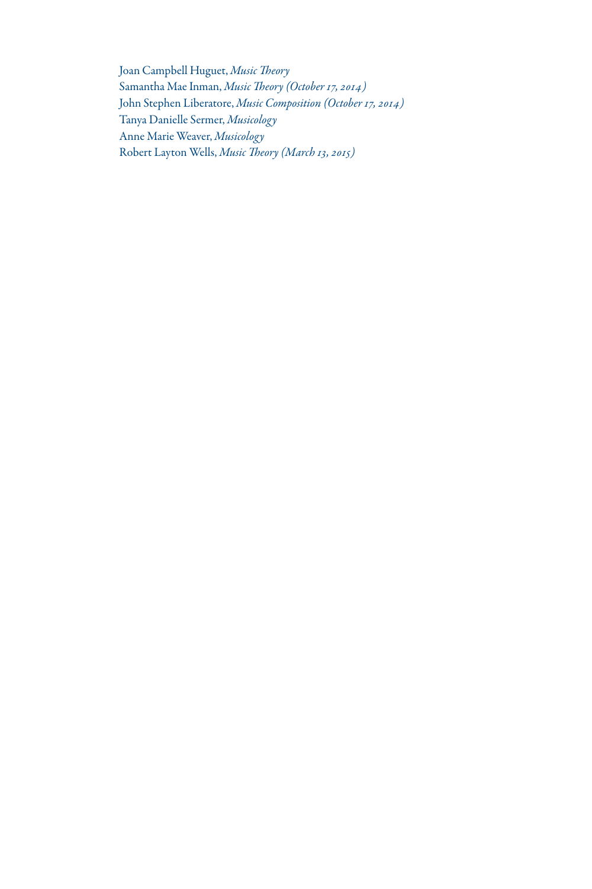Joan Campbell Huguet, *Music Theory*
Samantha Mae Inman, *Music Theory (October 17, 2014)*
John Stephen Liberatore, *Music Composition (October 17, 2014)*
Tanya Danielle Sermer, *Musicology*
Anne Marie Weaver, *Musicology*
Robert Layton Wells, *Music Theory (March 13, 2015)*